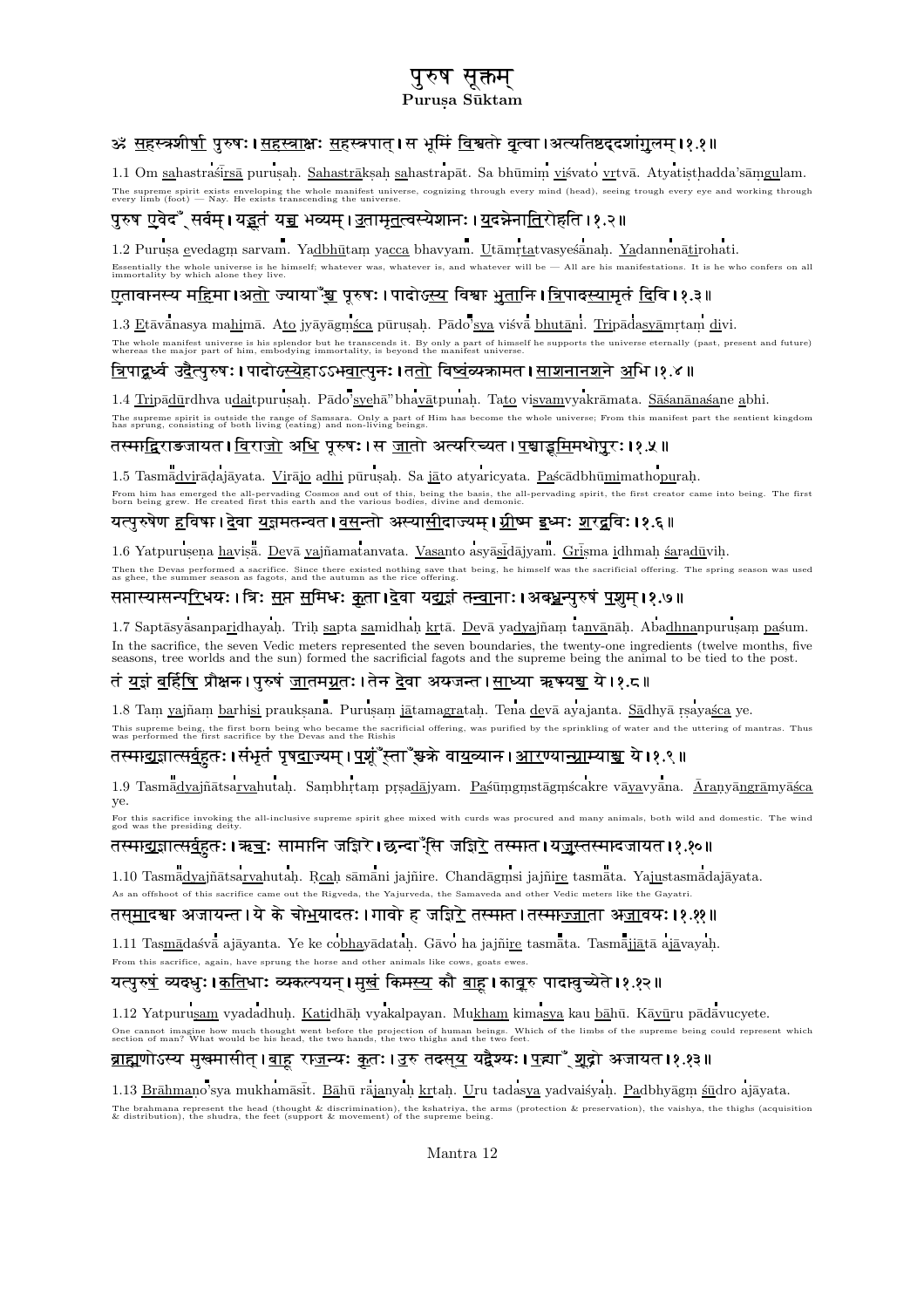# पुरुष सूक्तम्
**Puruṣa Sūktam**

ॐ सहस्रशीर्षा पुरुषः। सहस्राक्षः सहस्रपात्। स भूमिं विश्वतो वृत्वा। अत्यतिष्ठद्दशांगुलम्॥१.१॥

1.1 Om sahastraśīrṣā puruṣaḥ. Sahastrākṣaḥ sahastrapāt. Sa bhūmiṃ viśvato vṛtvā. Atyatiṣṭhadda'sāṃgulam.

The supreme spirit exists enveloping the whole manifest universe, cognizing through every mind (head), seeing trough every eye and working through every limb (foot) — Nay. He exists transcending the universe.

पुरुष एवेदँ सर्वम्। यद्भूतं यच्च भव्यम्। उतामृतत्वस्येशानः। यदन्नेनातिरोहति॥१.२॥

1.2 Puruṣa evedagṃ sarvam. Yadbhūtaṃ yacca bhavyam. Utāmṛtatvasyeśānaḥ. Yadannenātirohati.

Essentially the whole universe is he himself; whatever was, whatever is, and whatever will be — All are his manifestations. It is he who confers on all immortality by which alone they live.

एतावानस्य महिमा। अतो ज्यायाँश्च पूरुषः। पादोऽस्य विश्वा भुतानि। त्रिपादस्यामृतं दिवि॥१.३॥

1.3 Etāvānasya mahimā. Ato jyāyāgṃśca pūruṣaḥ. Pādo'sya viśvā bhutāni. Tripādasyāmṛtaṃ divi.

The whole manifest universe is his splendor but he transcends it. By only a part of himself he supports the universe eternally (past, present and future) whereas the major part of him, embodying immortality, is beyond the manifest universe.

त्रिपादूर्ध्व उदैत्पुरुषः। पादोऽस्येहाऽऽभवात्पुनः। ततो विष्वंव्यक्रामत। साशनानशने अभि॥१.४॥

1.4 Tripādūrdhva udaitpuruṣaḥ. Pādo'syehā''bhavātpunaḥ. Tato viṣvamvyakrāmata. Sāśanānaśane abhi.

The supreme spirit is outside the range of Samsara. Only a part of Him has become the whole universe; From this manifest part the sentient kingdom has sprung, consisting of both living (eating) and non-living beings.

तस्माद्विराड्जायत। विराजो अधि पूरुषः। स जातो अत्यरिच्यत। पश्चाद्भूमिमथोपुरः॥१.५॥

1.5 Tasmādvirāḍajāyata. Virājo adhi pūruṣaḥ. Sa jāto atyaricyata. Paścādbhūmimathopuraḥ.

From him has emerged the all-pervading Cosmos and out of this, being the basis, the all-pervading spirit, the first creator came into being. The first born being grew. He created first this earth and the various bodies, divine and demonic.

यत्पुरुषेण हविषा। देवा यज्ञमतन्वत। वसन्तो अस्यासीदाज्यम्। ग्रीष्म इध्मः शरद्धविः॥१.६॥

1.6 Yatpuruṣena haviṣā. Devā yajñamatanvata. Vasanto asyāsīdājyam. Grīṣma idhmaḥ śaradūviḥ.

Then the Devas performed a sacrifice. Since there existed nothing save that being, he himself was the sacrificial offering. The spring season was used as ghee, the summer season as fagots, and the autumn as the rice offering.

सप्तास्यासन्परिधयः। त्रिः सप्त समिधः कृता। देवा यद्यज्ञं तन्वानाः। अबध्नन्पुरुषं पशुम्॥१.७॥

1.7 Saptāsyāsanparidhayaḥ. Triḥ sapta samidhaḥ kṛtā. Devā yadyajñam tanvānāḥ. Abadhnanpuruṣam paśum.

In the sacrifice, the seven Vedic meters represented the seven boundaries, the twenty-one ingredients (twelve months, five seasons, tree worlds and the sun) formed the sacrificial fagots and the supreme being the animal to be tied to the post.

तं यज्ञं बर्हिषि प्रौक्षन्। पुरुषं जातमग्रतः। तेन देवा अयजन्त। साध्या ऋषयश्च ये॥१.८॥

1.8 Taṃ yajñam barhiṣi praukṣana. Puruṣam jātamagrataḥ. Tena devā ayajanta. Sādhyā ṛṣayaśca ye.

This supreme being, the first born being who became the sacrificial offering, was purified by the sprinkling of water and the uttering of mantras. Thus was performed the first sacrifice by the Devas and the Rishis

तस्माद्यज्ञात्सर्वहुतः। संभृतं पृषदाज्यम्। पशूँस्ताँश्चक्रे वायव्यान्। आरण्यान्ग्राम्याश्च ये॥१.९॥

1.9 Tasmādyajñātsarvahutaḥ. Saṃbhṛtaṃ pṛṣadājyam. Paśūṃgmstāgṃścakre vāyavyāna. Āraṇyāngrāmyāśca ye.

For this sacrifice invoking the all-inclusive supreme spirit ghee mixed with curds was procured and many animals, both wild and domestic. The wind god was the presiding deity.

तस्माद्यज्ञात्सर्वहुतः। ऋचः सामानि जज्ञिरे। छन्दाँसि जज्ञिरे तस्मात। यजुस्तस्मादजायत॥१.१०॥

1.10 Tasmādyajñātsarvahutaḥ. Ṛcaḥ sāmāni jajñire. Chandāgṃsi jajñire tasmāta. Yajustasmādajāyata.

As an offshoot of this sacrifice came out the Rigveda, the Yajurveda, the Samaveda and other Vedic meters like the Gayatri.

तस्मादश्वा अजायन्त। ये के चोभयादतः। गावो ह जज्ञिरे तस्मात्त। तस्माज्जाता अजावयः॥१.११॥

1.11 Tasmādaśvā ajāyanta. Ye ke cobhayādataḥ. Gāvo ha jajñire tasmāta. Tasmājjātā ajāvayaḥ.

From this sacrifice, again, have sprung the horse and other animals like cows, goats ewes.

यत्पुरुषं व्यदधुः। कतिधाः व्यकल्पयन्। मुखं किमस्य कौ बाहू। कावूरु पादावुच्येते॥१.१२॥

1.12 Yatpuruṣam vyadadhuḥ. Katidhāḥ vyakalpayan. Mukham kimasya kau bāhū. Kāvūru pādāvucyete.

One cannot imagine how much thought went before the projection of human beings. Which of the limbs of the supreme being could represent which section of man? What would be his head, the two hands, the two thighs and the two feet.

ब्राह्मणोऽस्य मुखमासीत्। बाहू राजन्यः कृतः। उरु तदस्य यद्वैश्यः। पद्भ्याँ शूद्रो अजायत॥१.१३॥

1.13 Brāhmaṇo'sya mukhamāsīt. Bāhū rājanyaḥ kṛtaḥ. Uru tadasya yadvaiśyaḥ. Padbhyāgṃ śūdro ajāyata.

The brahmana represent the head (thought & discrimination), the kshatriya, the arms (protection & preservation), the vaishya, the thighs (acquisition & distribution), the shudra, the feet (support & movement) of the supreme being.

Mantra 12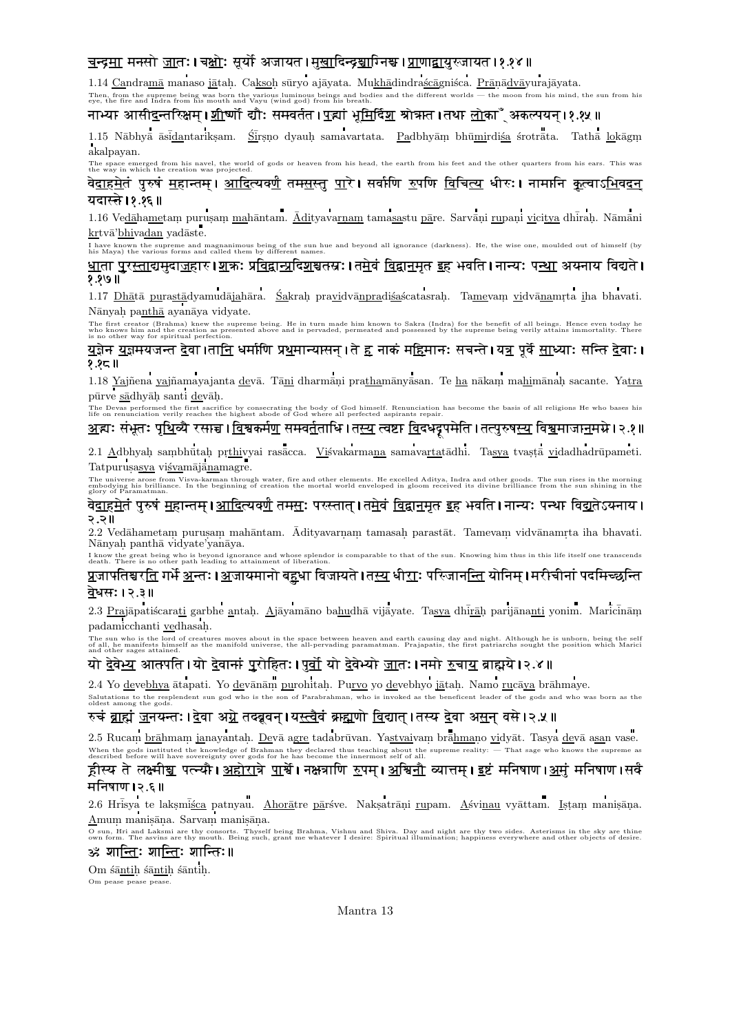चन्द्रमा मनसो जातः। चक्षोः सूर्यो अजायत। मुखादिन्द्रश्चाग्निश्च। प्राणाद्वायुरजायत।१.१४॥

1.14 Candramā manaso jātaḥ. Cakṣoḥ sūryo ajāyata. Mukhādindraścāgniśca. Prāṇādvāyurajāyata.

Then, from the supreme being was born the various luminous beings and bodies and the different worlds — the moon from his mind, the sun from his eye, the fire and Indra from his mouth and Vayu (wind god) from his breath.

नाभ्या आसीदन्तरिक्षम्। शीर्ष्णो द्यौः समवर्तत। पद्भ्यां भूमिर्दिश श्रोत्रात। तथा लोकाँ अकल्पयन्।१.१५॥

1.15 Nābhyā āsīdantarikṣam. Śīrṣṇo dyauḥ samavartata. Padbhyāṃ bhūmirdiśa śrotrāta. Tathā lokāgṃ akalpayan.

The space emerged from his navel, the world of gods or heaven from his head, the earth from his feet and the other quarters from his ears. This was the way in which the creation was projected.

वेदाहमेतं पुरुषं महान्तम्। आदित्यवर्णं तमसस्तु पारे। सर्वाणि रुपणि विचित्य धीरः। नामानि कृत्वाऽभिवदन् यदास्ते।१.१६॥

1.16 Vedāhametaṃ puruṣaṃ mahāntam. Ādityavarṇam tamasastu pāre. Sarvāṇi rupaṇi vicitya dhīraḥ. Nāmāni kṛtvā'bhivadan yadāste.

I have known the supreme and magnanimous being of the sun hue and beyond all ignorance (darkness). He, the wise one, moulded out of himself (by his Maya) the various forms and called them by different names.

धाता पुरस्ताद्यमुदाजहार। शक्रः प्रविद्वान्प्रदिशश्चतस्रः। तमेवं विद्वानमृत इह भवति। नान्यः पन्था अयनाय विद्यते।१.१७॥

1.17 Dhātā purastādyamudājahāra. Śakraḥ pravidvānpradiśaścatasraḥ. Tamevaṃ vidvānamṛta iha bhavati. Nānyaḥ panthā ayanāya vidyate.

The first creator (Brahma) knew the supreme being. He in turn made him known to Sakra (Indra) for the benefit of all beings. Hence even today he who knows him and the creation as presented above and is pervaded, permeated and possessed by the supreme being verily attains immortality. There is no other way for spiritual perfection.

यज्ञेन यज्ञमयजन्त देवा। तानि धर्माणि प्रथमान्यासन्। ते ह नाकं महिमानः सचन्ते। यत्र पूर्वे साध्याः सन्ति देवाः।१.१८॥

1.18 Yajñena yajñamayajanta devā. Tāni dharmāṇi prathamānyāsan. Te ha nākaṃ mahimānaḥ sacante. Yatra pūrve sādhyāḥ santi devāḥ.

The Devas performed the first sacrifice by consecrating the body of God himself. Renunciation has become the basis of all religions He who bases his life on renunciation verily reaches the highest abode of God where all perfected aspirants repair.

अद्भ्यः संभूतः पृथिव्यै रसाच्च। विश्वकर्मण समवर्तताधि। तस्य त्वष्टा विदधद्रूपमेति। तत्पुरुषस्य विश्वमाजानमग्रे।२.१॥

2.1 Adbhyaḥ sambhūtaḥ pṛthivyai rasācca. Viśvakarmana samavartatādhi. Tasya tvaṣṭā vidadhadrūpameti. Tatpuruṣasya viśvamājānamagre.

The universe arose from Visva-karman through water, fire and other elements. He excelled Aditya, Indra and other goods. The sun rises in the morning embodying his brilliance. In the beginning of creation the mortal world enveloped in gloom received its divine brilliance from the sun shining in the glory of Paramatman.

वेदाहमेतं पुरुषं महान्तम्। आदित्यवर्णं तमसः परस्तात्। तमेवं विद्वानमृत इह भवति। नान्यः पन्था विद्यतेऽयनाय।२.२॥

2.2 Vedāhametaṃ puruṣaṃ mahāntam. Ādityavarṇaṃ tamasaḥ parastāt. Tamevaṃ vidvānamṛta iha bhavati. Nānyaḥ panthā vidyate'yanāya.

I know the great being who is beyond ignorance and whose splendor is comparable to that of the sun. Knowing him thus in this life itself one transcends death. There is no other path leading to attainment of liberation.

प्रजापतिश्चरति गर्भे अन्तः। अजायमानो बहुधा विजायते। तस्य धीराः परिजानन्ति योनिम्। मरीचीनां पदमिच्छन्ति वेधसः।२.३॥

2.3 Prajāpatiścarati garbhe antaḥ. Ajāyamāno bahudhā vijāyate. Tasya dhīrāḥ parijānanti yonim. Marīcīnāṃ padamicchanti vedhasaḥ.

The sun who is the lord of creatures moves about in the space between heaven and earth causing day and night. Although he is unborn, being the self of all, he manifests himself as the manifold universe, the all-pervading paramatman. Prajapatis, the first patriarchs sought the position which Marici and other sages attained.

यो देवेभ्य आतपति। यो देवानां पुरोहितः। पुर्वो यो देवेभ्यो जातः। नमो रुचाय ब्राह्मये।२.४॥

2.4 Yo devebhya ātapati. Yo devānāṃ purohitaḥ. Purvo yo devebhyo jātaḥ. Namo rucāya brāhmaye.

Salutations to the resplendent sun god who is the son of Parabrahman, who is invoked as the beneficent leader of the gods and who was born as the oldest among the gods.

रुचं ब्राह्मं जनयन्तः। देवा अग्रे तदब्रुवन्। यस्त्वैवं ब्रह्मणो विद्यात्। तस्य देवा असन् वसे।२.५॥

2.5 Rucaṃ brāhmaṃ janayantaḥ. Devā agre tadabrūvan. Yastvaivaṃ brāhmaṇo vidyāt. Tasya devā asan vase.

When the gods instituted the knowledge of Brahman they declared thus teaching about the supreme reality: — That sage who knows the supreme as described before will have sovereignty over gods for he has become the innermost self of all.

ह्रीस्य ते लक्ष्मीश्च पत्न्यौ। अहोरात्रे पार्श्वे। नक्षत्राणि रुपम्। अश्विनौ व्यात्तम्। इष्टं मनिषाण। अमुं मनिषाण। सर्वं मनिषाण।२.६॥

2.6 Hrīsya te lakṣmīśca patnyau. Ahorātre pārśve. Nakṣatrāṇi rupam. Aśvinau vyāttam. Iṣṭaṃ maniṣāṇa. Amuṃ maniṣāṇa. Sarvaṃ maniṣāṇa.

O sun, Hri and Laksmi are thy consorts. Thyself being Brahma, Vishnu and Shiva. Day and night are thy two sides. Asterisms in the sky are thine own form. The asvins are thy mouth. Being such, grant me whatever I desire: Spiritual illumination; happiness everywhere and other objects of desire.

ॐ शान्तिः शान्तिः शान्तिः॥

Om śāntiḥ śāntiḥ śāntiḥ.

Om pease pease pease.

Mantra 13